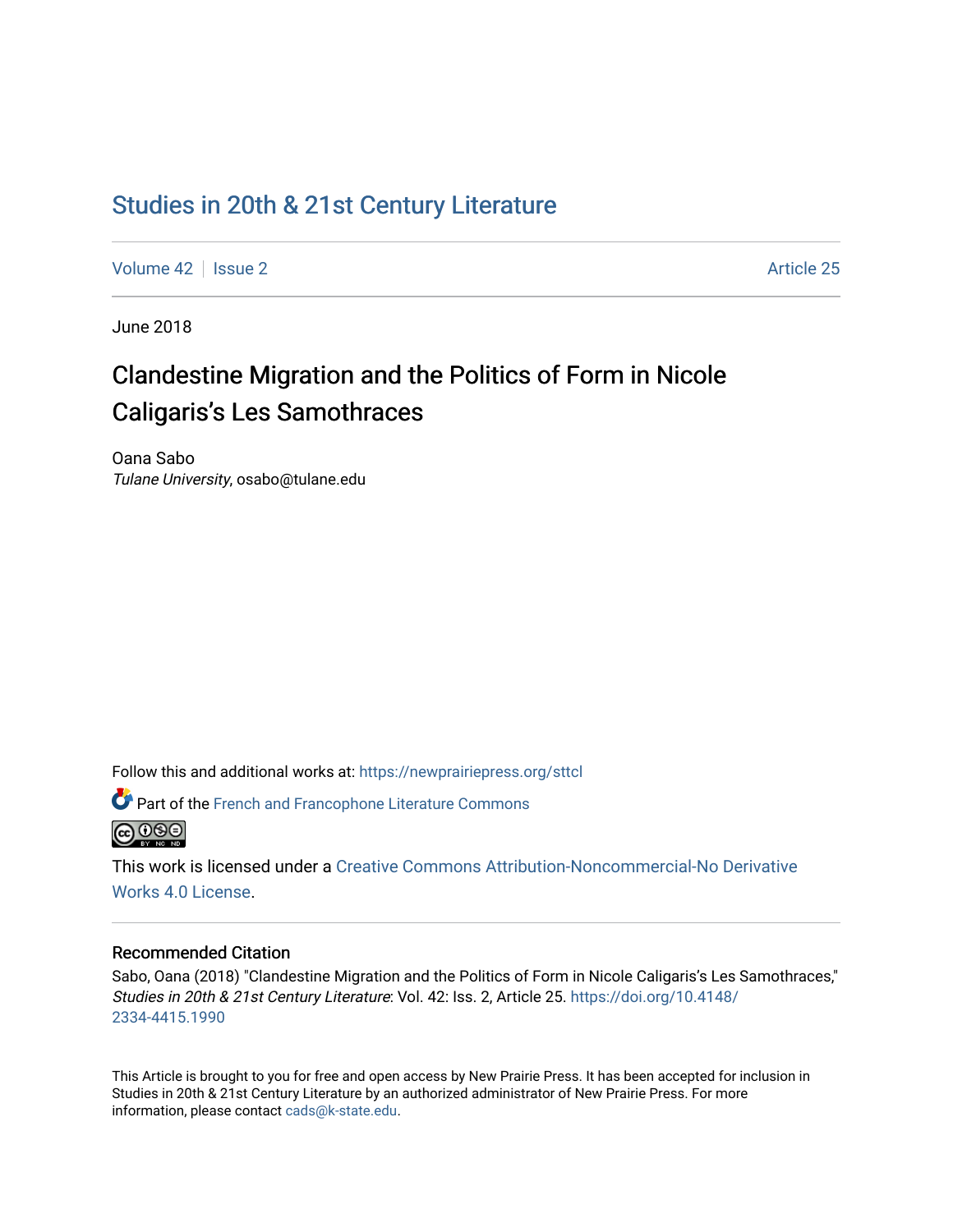# Studies in 20th & 21st Century Literature

Volume 42 | Issue 2 | Article 25

June 2018

## Clandestine Migration and the Politics of Form in Nicole Caligaris's Les Samothraces

Oana Sabo
*Tulane University*, osabo@tulane.edu

Follow this and additional works at: https://newprairiepress.org/sttcl

Part of the French and Francophone Literature Commons

This work is licensed under a Creative Commons Attribution-Noncommercial-No Derivative Works 4.0 License.

### Recommended Citation

Sabo, Oana (2018) "Clandestine Migration and the Politics of Form in Nicole Caligaris's Les Samothraces," *Studies in 20th & 21st Century Literature*: Vol. 42: Iss. 2, Article 25. https://doi.org/10.4148/2334-4415.1990

This Article is brought to you for free and open access by New Prairie Press. It has been accepted for inclusion in Studies in 20th & 21st Century Literature by an authorized administrator of New Prairie Press. For more information, please contact cads@k-state.edu.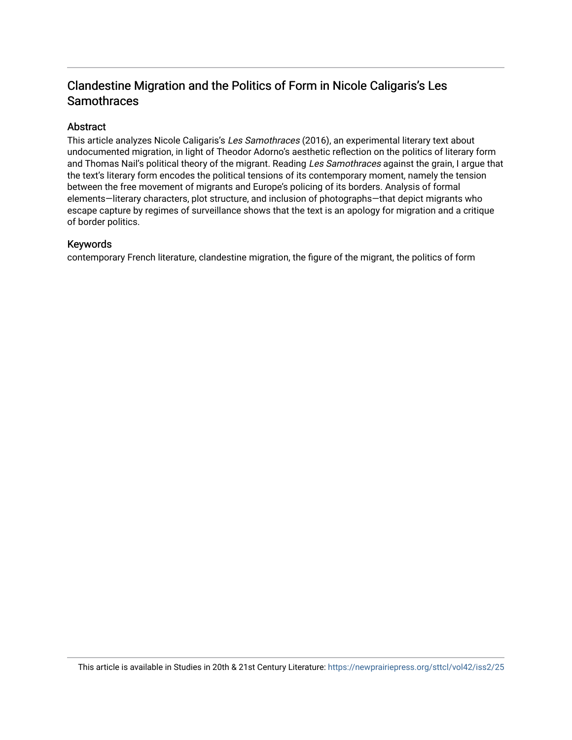## Clandestine Migration and the Politics of Form in Nicole Caligaris's Les Samothraces

### Abstract

This article analyzes Nicole Caligaris's *Les Samothraces* (2016), an experimental literary text about undocumented migration, in light of Theodor Adorno's aesthetic reflection on the politics of literary form and Thomas Nail's political theory of the migrant. Reading *Les Samothraces* against the grain, I argue that the text's literary form encodes the political tensions of its contemporary moment, namely the tension between the free movement of migrants and Europe's policing of its borders. Analysis of formal elements—literary characters, plot structure, and inclusion of photographs—that depict migrants who escape capture by regimes of surveillance shows that the text is an apology for migration and a critique of border politics.

### Keywords

contemporary French literature, clandestine migration, the figure of the migrant, the politics of form

This article is available in Studies in 20th & 21st Century Literature: https://newprairiepress.org/sttcl/vol42/iss2/25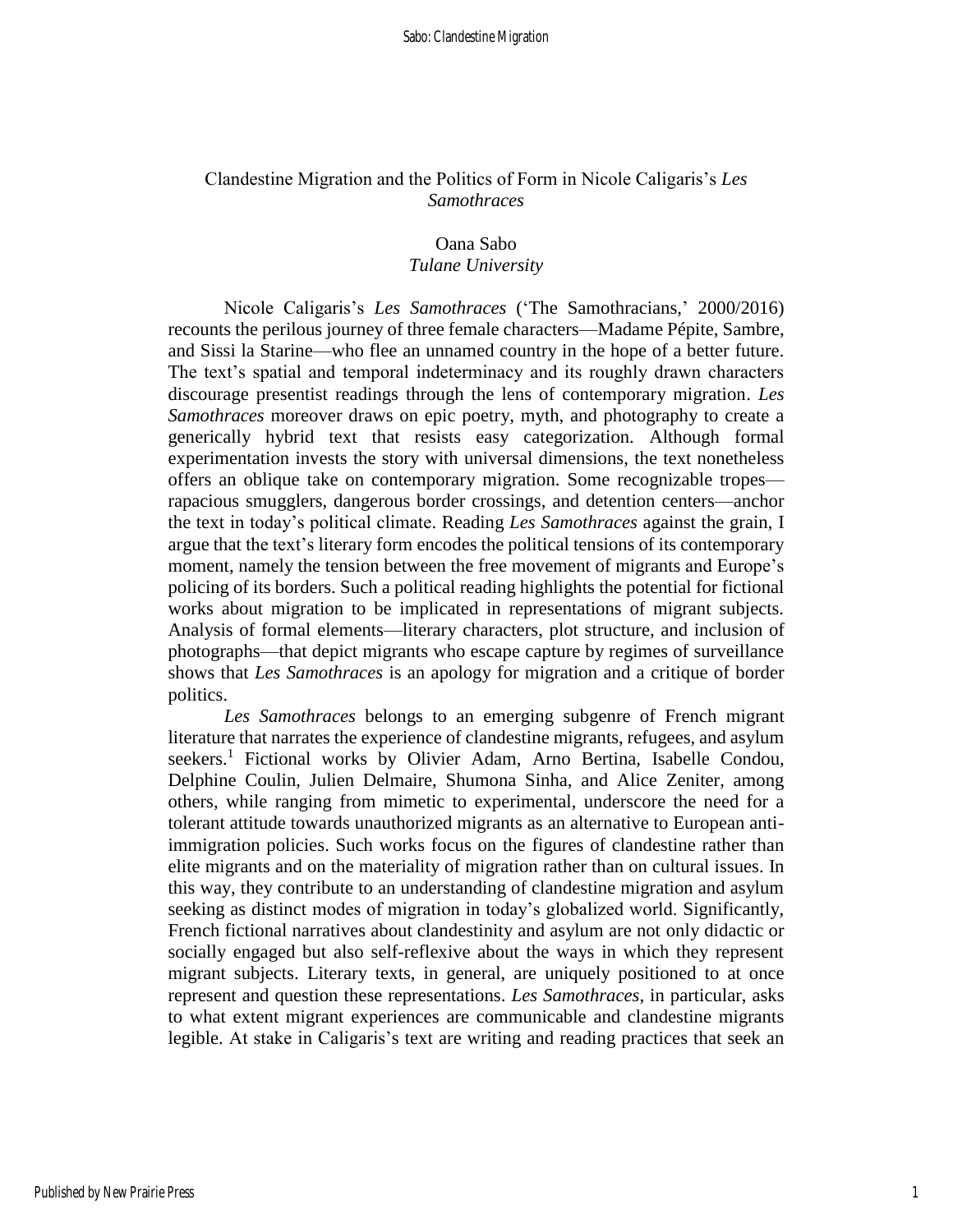# Clandestine Migration and the Politics of Form in Nicole Caligaris's *Les Samothraces*

Oana Sabo
*Tulane University*

Nicole Caligaris's *Les Samothraces* ('The Samothracians,' 2000/2016) recounts the perilous journey of three female characters—Madame Pépite, Sambre, and Sissi la Starine—who flee an unnamed country in the hope of a better future. The text's spatial and temporal indeterminacy and its roughly drawn characters discourage presentist readings through the lens of contemporary migration. *Les Samothraces* moreover draws on epic poetry, myth, and photography to create a generically hybrid text that resists easy categorization. Although formal experimentation invests the story with universal dimensions, the text nonetheless offers an oblique take on contemporary migration. Some recognizable tropes—rapacious smugglers, dangerous border crossings, and detention centers—anchor the text in today's political climate. Reading *Les Samothraces* against the grain, I argue that the text's literary form encodes the political tensions of its contemporary moment, namely the tension between the free movement of migrants and Europe's policing of its borders. Such a political reading highlights the potential for fictional works about migration to be implicated in representations of migrant subjects. Analysis of formal elements—literary characters, plot structure, and inclusion of photographs—that depict migrants who escape capture by regimes of surveillance shows that *Les Samothraces* is an apology for migration and a critique of border politics.

*Les Samothraces* belongs to an emerging subgenre of French migrant literature that narrates the experience of clandestine migrants, refugees, and asylum seekers.[1] Fictional works by Olivier Adam, Arno Bertina, Isabelle Condou, Delphine Coulin, Julien Delmaire, Shumona Sinha, and Alice Zeniter, among others, while ranging from mimetic to experimental, underscore the need for a tolerant attitude towards unauthorized migrants as an alternative to European anti-immigration policies. Such works focus on the figures of clandestine rather than elite migrants and on the materiality of migration rather than on cultural issues. In this way, they contribute to an understanding of clandestine migration and asylum seeking as distinct modes of migration in today's globalized world. Significantly, French fictional narratives about clandestinity and asylum are not only didactic or socially engaged but also self-reflexive about the ways in which they represent migrant subjects. Literary texts, in general, are uniquely positioned to at once represent and question these representations. *Les Samothraces*, in particular, asks to what extent migrant experiences are communicable and clandestine migrants legible. At stake in Caligaris's text are writing and reading practices that seek an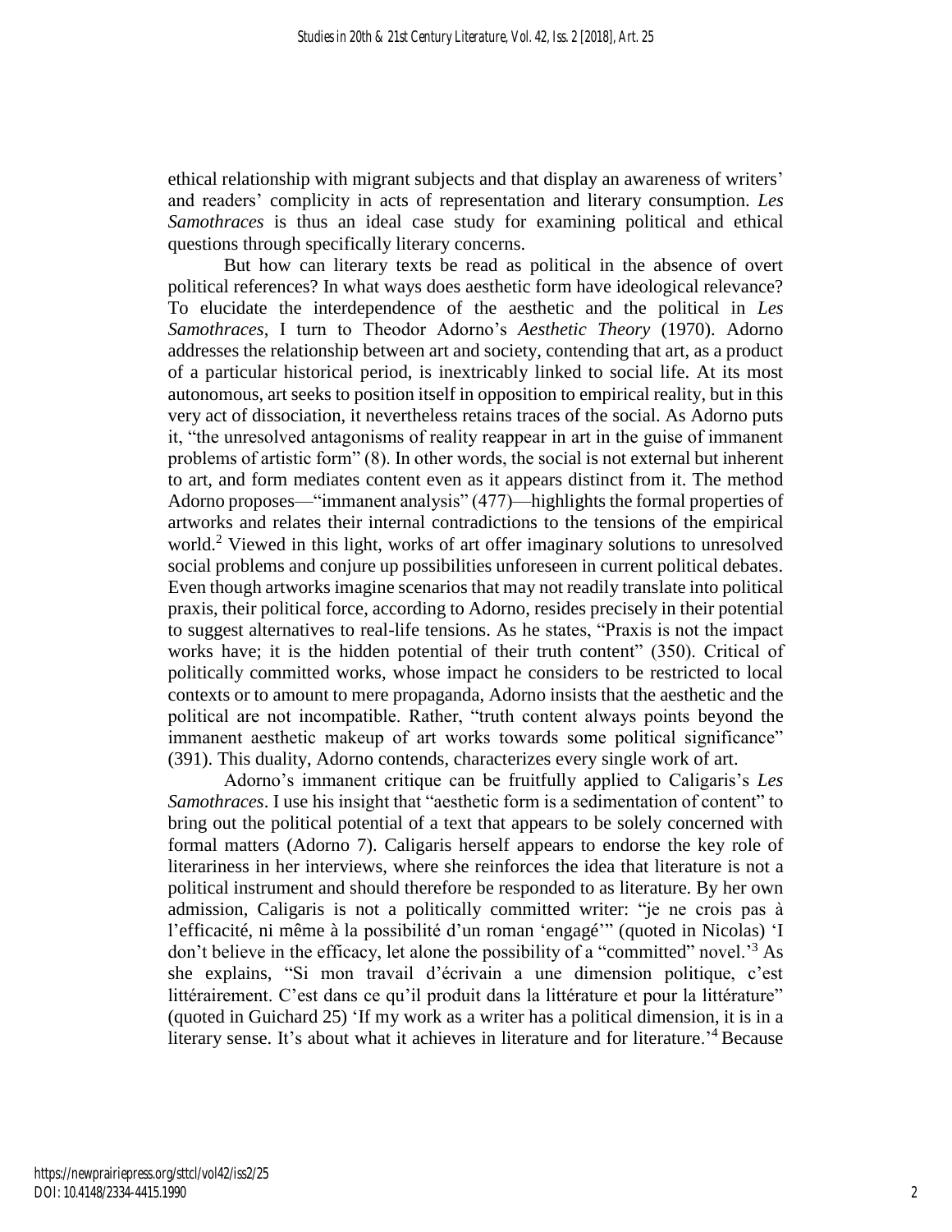ethical relationship with migrant subjects and that display an awareness of writers' and readers' complicity in acts of representation and literary consumption. *Les Samothraces* is thus an ideal case study for examining political and ethical questions through specifically literary concerns.

But how can literary texts be read as political in the absence of overt political references? In what ways does aesthetic form have ideological relevance? To elucidate the interdependence of the aesthetic and the political in *Les Samothraces*, I turn to Theodor Adorno's *Aesthetic Theory* (1970). Adorno addresses the relationship between art and society, contending that art, as a product of a particular historical period, is inextricably linked to social life. At its most autonomous, art seeks to position itself in opposition to empirical reality, but in this very act of dissociation, it nevertheless retains traces of the social. As Adorno puts it, "the unresolved antagonisms of reality reappear in art in the guise of immanent problems of artistic form" (8). In other words, the social is not external but inherent to art, and form mediates content even as it appears distinct from it. The method Adorno proposes—"immanent analysis" (477)—highlights the formal properties of artworks and relates their internal contradictions to the tensions of the empirical world.[2] Viewed in this light, works of art offer imaginary solutions to unresolved social problems and conjure up possibilities unforeseen in current political debates. Even though artworks imagine scenarios that may not readily translate into political praxis, their political force, according to Adorno, resides precisely in their potential to suggest alternatives to real-life tensions. As he states, "Praxis is not the impact works have; it is the hidden potential of their truth content" (350). Critical of politically committed works, whose impact he considers to be restricted to local contexts or to amount to mere propaganda, Adorno insists that the aesthetic and the political are not incompatible. Rather, "truth content always points beyond the immanent aesthetic makeup of art works towards some political significance" (391). This duality, Adorno contends, characterizes every single work of art.

Adorno's immanent critique can be fruitfully applied to Caligaris's *Les Samothraces*. I use his insight that "aesthetic form is a sedimentation of content" to bring out the political potential of a text that appears to be solely concerned with formal matters (Adorno 7). Caligaris herself appears to endorse the key role of literariness in her interviews, where she reinforces the idea that literature is not a political instrument and should therefore be responded to as literature. By her own admission, Caligaris is not a politically committed writer: "je ne crois pas à l'efficacité, ni même à la possibilité d'un roman 'engagé'" (quoted in Nicolas) 'I don't believe in the efficacy, let alone the possibility of a "committed" novel.'[3] As she explains, "Si mon travail d'écrivain a une dimension politique, c'est littérairement. C'est dans ce qu'il produit dans la littérature et pour la littérature" (quoted in Guichard 25) 'If my work as a writer has a political dimension, it is in a literary sense. It's about what it achieves in literature and for literature.'[4] Because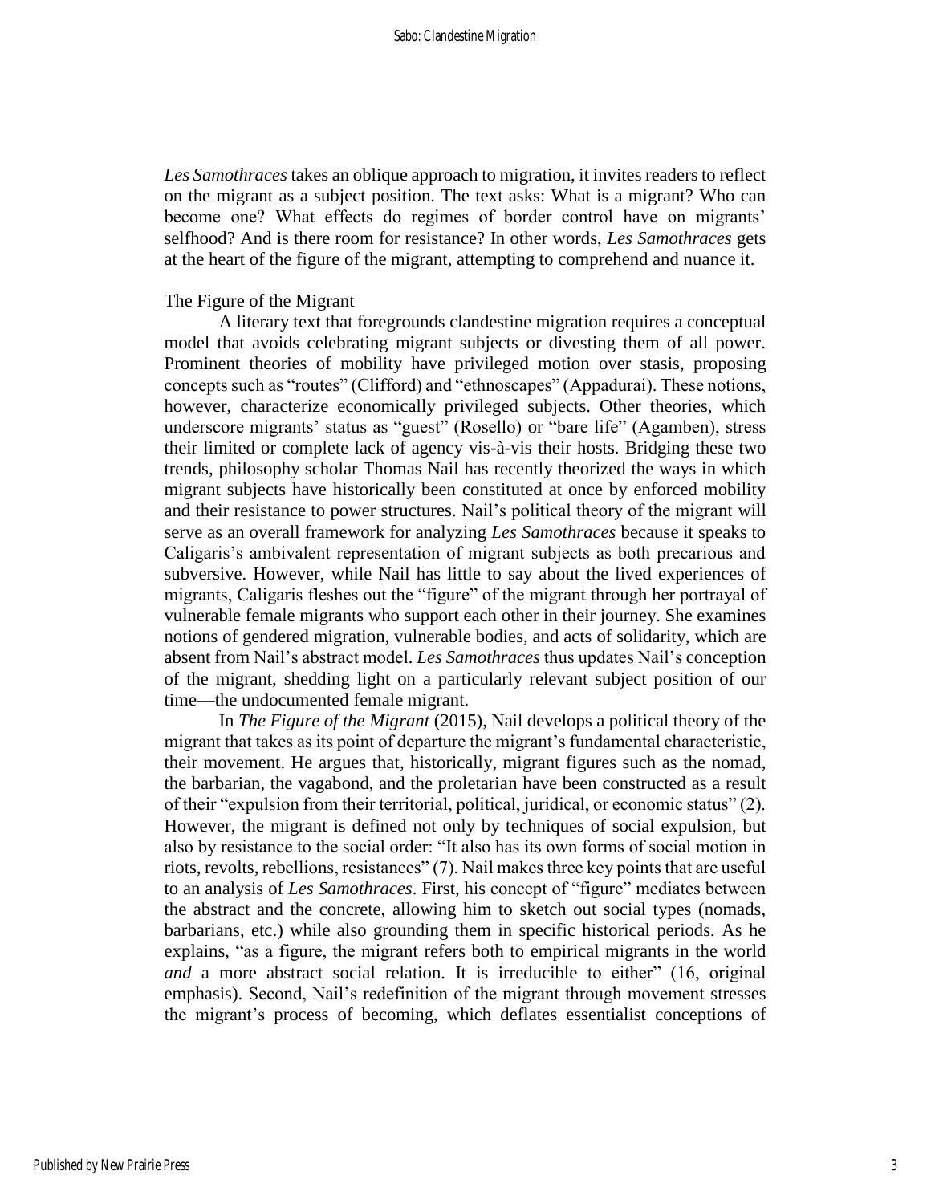*Les Samothraces* takes an oblique approach to migration, it invites readers to reflect on the migrant as a subject position. The text asks: What is a migrant? Who can become one? What effects do regimes of border control have on migrants' selfhood? And is there room for resistance? In other words, *Les Samothraces* gets at the heart of the figure of the migrant, attempting to comprehend and nuance it.

## The Figure of the Migrant

A literary text that foregrounds clandestine migration requires a conceptual model that avoids celebrating migrant subjects or divesting them of all power. Prominent theories of mobility have privileged motion over stasis, proposing concepts such as "routes" (Clifford) and "ethnoscapes" (Appadurai). These notions, however, characterize economically privileged subjects. Other theories, which underscore migrants' status as "guest" (Rosello) or "bare life" (Agamben), stress their limited or complete lack of agency vis-à-vis their hosts. Bridging these two trends, philosophy scholar Thomas Nail has recently theorized the ways in which migrant subjects have historically been constituted at once by enforced mobility and their resistance to power structures. Nail's political theory of the migrant will serve as an overall framework for analyzing *Les Samothraces* because it speaks to Caligaris's ambivalent representation of migrant subjects as both precarious and subversive. However, while Nail has little to say about the lived experiences of migrants, Caligaris fleshes out the "figure" of the migrant through her portrayal of vulnerable female migrants who support each other in their journey. She examines notions of gendered migration, vulnerable bodies, and acts of solidarity, which are absent from Nail's abstract model. *Les Samothraces* thus updates Nail's conception of the migrant, shedding light on a particularly relevant subject position of our time—the undocumented female migrant.

In *The Figure of the Migrant* (2015), Nail develops a political theory of the migrant that takes as its point of departure the migrant's fundamental characteristic, their movement. He argues that, historically, migrant figures such as the nomad, the barbarian, the vagabond, and the proletarian have been constructed as a result of their "expulsion from their territorial, political, juridical, or economic status" (2). However, the migrant is defined not only by techniques of social expulsion, but also by resistance to the social order: "It also has its own forms of social motion in riots, revolts, rebellions, resistances" (7). Nail makes three key points that are useful to an analysis of *Les Samothraces*. First, his concept of "figure" mediates between the abstract and the concrete, allowing him to sketch out social types (nomads, barbarians, etc.) while also grounding them in specific historical periods. As he explains, "as a figure, the migrant refers both to empirical migrants in the world *and* a more abstract social relation. It is irreducible to either" (16, original emphasis). Second, Nail's redefinition of the migrant through movement stresses the migrant's process of becoming, which deflates essentialist conceptions of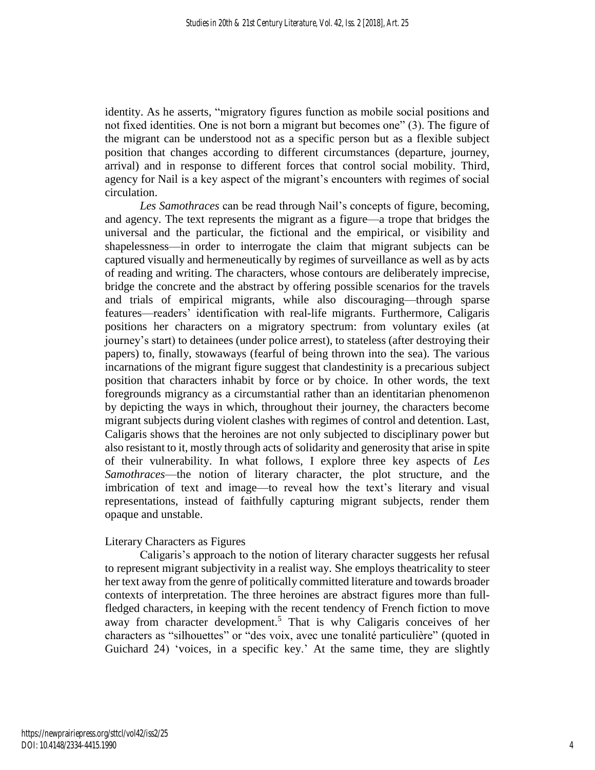identity. As he asserts, "migratory figures function as mobile social positions and not fixed identities. One is not born a migrant but becomes one" (3). The figure of the migrant can be understood not as a specific person but as a flexible subject position that changes according to different circumstances (departure, journey, arrival) and in response to different forces that control social mobility. Third, agency for Nail is a key aspect of the migrant's encounters with regimes of social circulation.

*Les Samothraces* can be read through Nail's concepts of figure, becoming, and agency. The text represents the migrant as a figure—a trope that bridges the universal and the particular, the fictional and the empirical, or visibility and shapelessness—in order to interrogate the claim that migrant subjects can be captured visually and hermeneutically by regimes of surveillance as well as by acts of reading and writing. The characters, whose contours are deliberately imprecise, bridge the concrete and the abstract by offering possible scenarios for the travels and trials of empirical migrants, while also discouraging—through sparse features—readers' identification with real-life migrants. Furthermore, Caligaris positions her characters on a migratory spectrum: from voluntary exiles (at journey's start) to detainees (under police arrest), to stateless (after destroying their papers) to, finally, stowaways (fearful of being thrown into the sea). The various incarnations of the migrant figure suggest that clandestinity is a precarious subject position that characters inhabit by force or by choice. In other words, the text foregrounds migrancy as a circumstantial rather than an identitarian phenomenon by depicting the ways in which, throughout their journey, the characters become migrant subjects during violent clashes with regimes of control and detention. Last, Caligaris shows that the heroines are not only subjected to disciplinary power but also resistant to it, mostly through acts of solidarity and generosity that arise in spite of their vulnerability. In what follows, I explore three key aspects of *Les Samothraces*—the notion of literary character, the plot structure, and the imbrication of text and image—to reveal how the text's literary and visual representations, instead of faithfully capturing migrant subjects, render them opaque and unstable.

## Literary Characters as Figures

Caligaris's approach to the notion of literary character suggests her refusal to represent migrant subjectivity in a realist way. She employs theatricality to steer her text away from the genre of politically committed literature and towards broader contexts of interpretation. The three heroines are abstract figures more than full-fledged characters, in keeping with the recent tendency of French fiction to move away from character development.[5] That is why Caligaris conceives of her characters as "silhouettes" or "des voix, avec une tonalité particulière" (quoted in Guichard 24) 'voices, in a specific key.' At the same time, they are slightly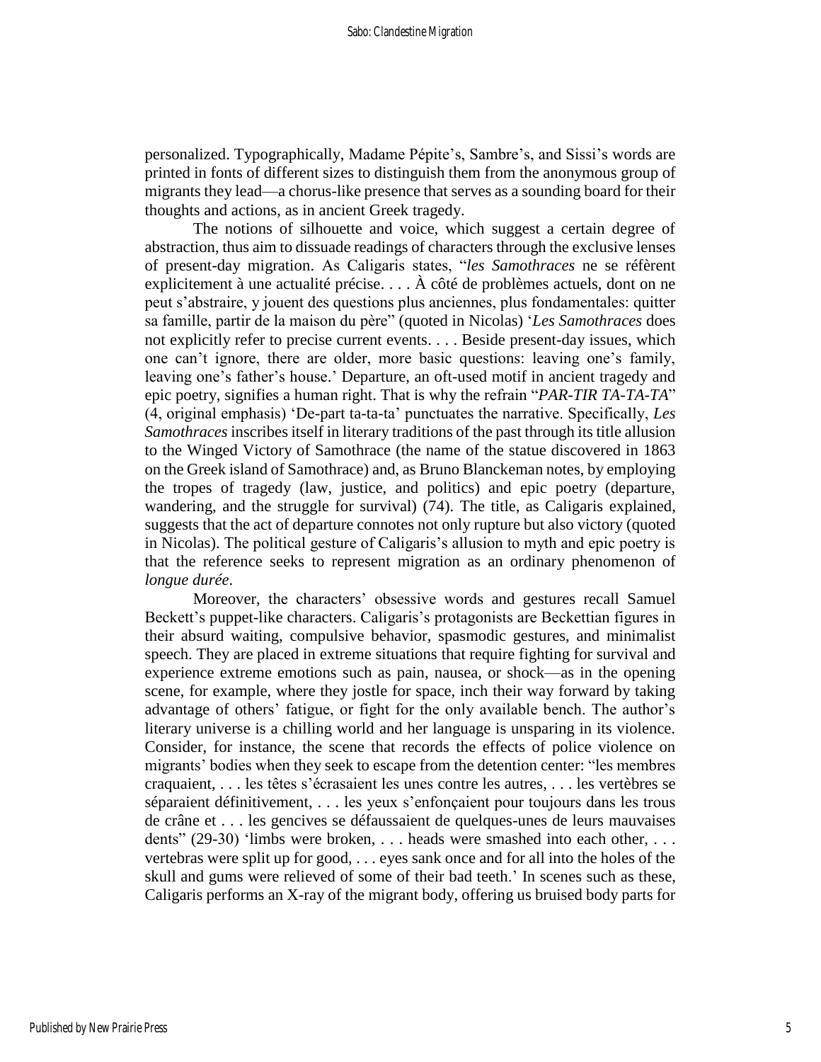personalized. Typographically, Madame Pépite's, Sambre's, and Sissi's words are printed in fonts of different sizes to distinguish them from the anonymous group of migrants they lead—a chorus-like presence that serves as a sounding board for their thoughts and actions, as in ancient Greek tragedy.

The notions of silhouette and voice, which suggest a certain degree of abstraction, thus aim to dissuade readings of characters through the exclusive lenses of present-day migration. As Caligaris states, "*les Samothraces* ne se réfèrent explicitement à une actualité précise. . . . À côté de problèmes actuels, dont on ne peut s'abstraire, y jouent des questions plus anciennes, plus fondamentales: quitter sa famille, partir de la maison du père" (quoted in Nicolas) '*Les Samothraces* does not explicitly refer to precise current events. . . . Beside present-day issues, which one can't ignore, there are older, more basic questions: leaving one's family, leaving one's father's house.' Departure, an oft-used motif in ancient tragedy and epic poetry, signifies a human right. That is why the refrain "*PAR-TIR TA-TA-TA*" (4, original emphasis) 'De-part ta-ta-ta' punctuates the narrative. Specifically, *Les Samothraces* inscribes itself in literary traditions of the past through its title allusion to the Winged Victory of Samothrace (the name of the statue discovered in 1863 on the Greek island of Samothrace) and, as Bruno Blanckeman notes, by employing the tropes of tragedy (law, justice, and politics) and epic poetry (departure, wandering, and the struggle for survival) (74). The title, as Caligaris explained, suggests that the act of departure connotes not only rupture but also victory (quoted in Nicolas). The political gesture of Caligaris's allusion to myth and epic poetry is that the reference seeks to represent migration as an ordinary phenomenon of *longue durée*.

Moreover, the characters' obsessive words and gestures recall Samuel Beckett's puppet-like characters. Caligaris's protagonists are Beckettian figures in their absurd waiting, compulsive behavior, spasmodic gestures, and minimalist speech. They are placed in extreme situations that require fighting for survival and experience extreme emotions such as pain, nausea, or shock—as in the opening scene, for example, where they jostle for space, inch their way forward by taking advantage of others' fatigue, or fight for the only available bench. The author's literary universe is a chilling world and her language is unsparing in its violence. Consider, for instance, the scene that records the effects of police violence on migrants' bodies when they seek to escape from the detention center: "les membres craquaient, . . . les têtes s'écrasaient les unes contre les autres, . . . les vertèbres se séparaient définitivement, . . . les yeux s'enfonçaient pour toujours dans les trous de crâne et . . . les gencives se défaussaient de quelques-unes de leurs mauvaises dents" (29-30) 'limbs were broken, . . . heads were smashed into each other, . . . vertebras were split up for good, . . . eyes sank once and for all into the holes of the skull and gums were relieved of some of their bad teeth.' In scenes such as these, Caligaris performs an X-ray of the migrant body, offering us bruised body parts for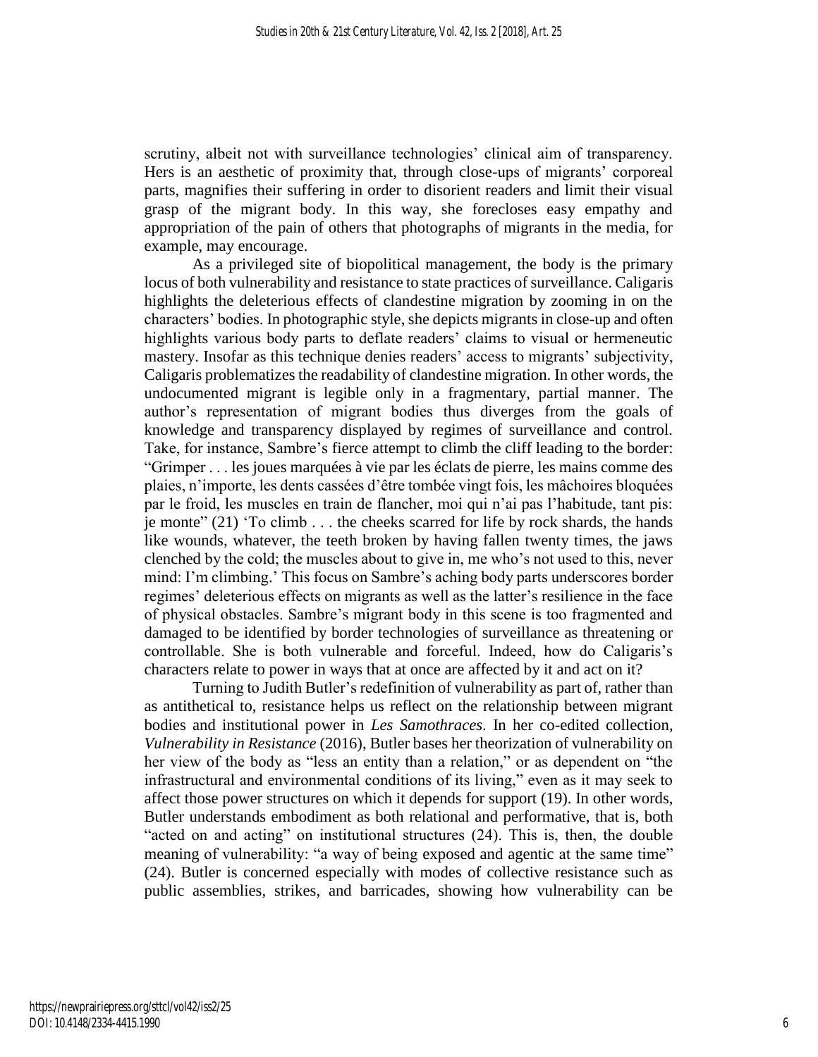scrutiny, albeit not with surveillance technologies' clinical aim of transparency. Hers is an aesthetic of proximity that, through close-ups of migrants' corporeal parts, magnifies their suffering in order to disorient readers and limit their visual grasp of the migrant body. In this way, she forecloses easy empathy and appropriation of the pain of others that photographs of migrants in the media, for example, may encourage.

As a privileged site of biopolitical management, the body is the primary locus of both vulnerability and resistance to state practices of surveillance. Caligaris highlights the deleterious effects of clandestine migration by zooming in on the characters' bodies. In photographic style, she depicts migrants in close-up and often highlights various body parts to deflate readers' claims to visual or hermeneutic mastery. Insofar as this technique denies readers' access to migrants' subjectivity, Caligaris problematizes the readability of clandestine migration. In other words, the undocumented migrant is legible only in a fragmentary, partial manner. The author's representation of migrant bodies thus diverges from the goals of knowledge and transparency displayed by regimes of surveillance and control. Take, for instance, Sambre's fierce attempt to climb the cliff leading to the border: "Grimper . . . les joues marquées à vie par les éclats de pierre, les mains comme des plaies, n'importe, les dents cassées d'être tombée vingt fois, les mâchoires bloquées par le froid, les muscles en train de flancher, moi qui n'ai pas l'habitude, tant pis: je monte" (21) 'To climb . . . the cheeks scarred for life by rock shards, the hands like wounds, whatever, the teeth broken by having fallen twenty times, the jaws clenched by the cold; the muscles about to give in, me who's not used to this, never mind: I'm climbing.' This focus on Sambre's aching body parts underscores border regimes' deleterious effects on migrants as well as the latter's resilience in the face of physical obstacles. Sambre's migrant body in this scene is too fragmented and damaged to be identified by border technologies of surveillance as threatening or controllable. She is both vulnerable and forceful. Indeed, how do Caligaris's characters relate to power in ways that at once are affected by it and act on it?

Turning to Judith Butler's redefinition of vulnerability as part of, rather than as antithetical to, resistance helps us reflect on the relationship between migrant bodies and institutional power in *Les Samothraces*. In her co-edited collection, *Vulnerability in Resistance* (2016), Butler bases her theorization of vulnerability on her view of the body as "less an entity than a relation," or as dependent on "the infrastructural and environmental conditions of its living," even as it may seek to affect those power structures on which it depends for support (19). In other words, Butler understands embodiment as both relational and performative, that is, both "acted on and acting" on institutional structures (24). This is, then, the double meaning of vulnerability: "a way of being exposed and agentic at the same time" (24). Butler is concerned especially with modes of collective resistance such as public assemblies, strikes, and barricades, showing how vulnerability can be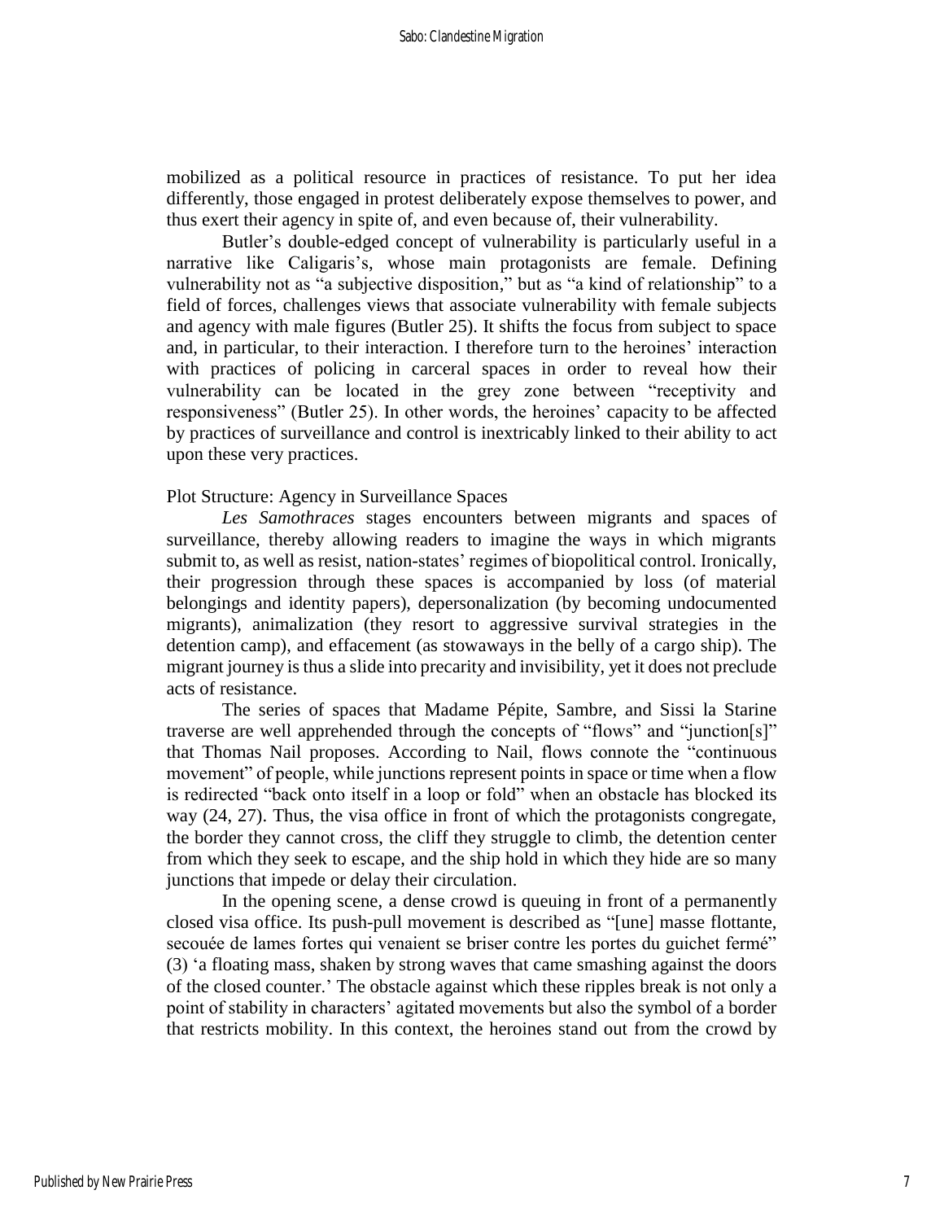mobilized as a political resource in practices of resistance. To put her idea differently, those engaged in protest deliberately expose themselves to power, and thus exert their agency in spite of, and even because of, their vulnerability.

Butler's double-edged concept of vulnerability is particularly useful in a narrative like Caligaris's, whose main protagonists are female. Defining vulnerability not as "a subjective disposition," but as "a kind of relationship" to a field of forces, challenges views that associate vulnerability with female subjects and agency with male figures (Butler 25). It shifts the focus from subject to space and, in particular, to their interaction. I therefore turn to the heroines' interaction with practices of policing in carceral spaces in order to reveal how their vulnerability can be located in the grey zone between "receptivity and responsiveness" (Butler 25). In other words, the heroines' capacity to be affected by practices of surveillance and control is inextricably linked to their ability to act upon these very practices.

## Plot Structure: Agency in Surveillance Spaces

*Les Samothraces* stages encounters between migrants and spaces of surveillance, thereby allowing readers to imagine the ways in which migrants submit to, as well as resist, nation-states' regimes of biopolitical control. Ironically, their progression through these spaces is accompanied by loss (of material belongings and identity papers), depersonalization (by becoming undocumented migrants), animalization (they resort to aggressive survival strategies in the detention camp), and effacement (as stowaways in the belly of a cargo ship). The migrant journey is thus a slide into precarity and invisibility, yet it does not preclude acts of resistance.

The series of spaces that Madame Pépite, Sambre, and Sissi la Starine traverse are well apprehended through the concepts of "flows" and "junction[s]" that Thomas Nail proposes. According to Nail, flows connote the "continuous movement" of people, while junctions represent points in space or time when a flow is redirected "back onto itself in a loop or fold" when an obstacle has blocked its way (24, 27). Thus, the visa office in front of which the protagonists congregate, the border they cannot cross, the cliff they struggle to climb, the detention center from which they seek to escape, and the ship hold in which they hide are so many junctions that impede or delay their circulation.

In the opening scene, a dense crowd is queuing in front of a permanently closed visa office. Its push-pull movement is described as "[une] masse flottante, secouée de lames fortes qui venaient se briser contre les portes du guichet fermé" (3) 'a floating mass, shaken by strong waves that came smashing against the doors of the closed counter.' The obstacle against which these ripples break is not only a point of stability in characters' agitated movements but also the symbol of a border that restricts mobility. In this context, the heroines stand out from the crowd by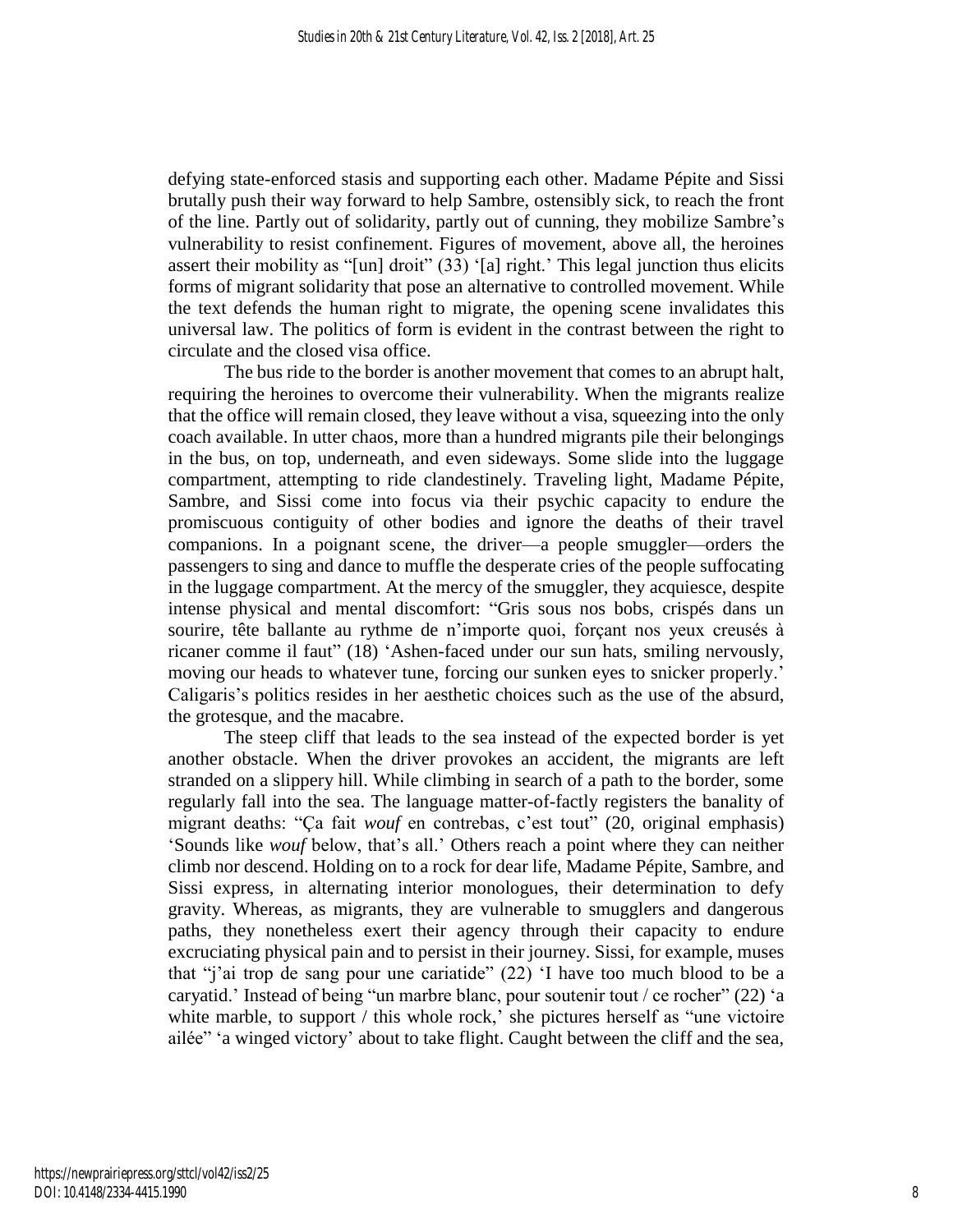defying state-enforced stasis and supporting each other. Madame Pépite and Sissi brutally push their way forward to help Sambre, ostensibly sick, to reach the front of the line. Partly out of solidarity, partly out of cunning, they mobilize Sambre's vulnerability to resist confinement. Figures of movement, above all, the heroines assert their mobility as "[un] droit" (33) '[a] right.' This legal junction thus elicits forms of migrant solidarity that pose an alternative to controlled movement. While the text defends the human right to migrate, the opening scene invalidates this universal law. The politics of form is evident in the contrast between the right to circulate and the closed visa office.

The bus ride to the border is another movement that comes to an abrupt halt, requiring the heroines to overcome their vulnerability. When the migrants realize that the office will remain closed, they leave without a visa, squeezing into the only coach available. In utter chaos, more than a hundred migrants pile their belongings in the bus, on top, underneath, and even sideways. Some slide into the luggage compartment, attempting to ride clandestinely. Traveling light, Madame Pépite, Sambre, and Sissi come into focus via their psychic capacity to endure the promiscuous contiguity of other bodies and ignore the deaths of their travel companions. In a poignant scene, the driver—a people smuggler—orders the passengers to sing and dance to muffle the desperate cries of the people suffocating in the luggage compartment. At the mercy of the smuggler, they acquiesce, despite intense physical and mental discomfort: "Gris sous nos bobs, crispés dans un sourire, tête ballante au rythme de n'importe quoi, forçant nos yeux creusés à ricaner comme il faut" (18) 'Ashen-faced under our sun hats, smiling nervously, moving our heads to whatever tune, forcing our sunken eyes to snicker properly.' Caligaris's politics resides in her aesthetic choices such as the use of the absurd, the grotesque, and the macabre.

The steep cliff that leads to the sea instead of the expected border is yet another obstacle. When the driver provokes an accident, the migrants are left stranded on a slippery hill. While climbing in search of a path to the border, some regularly fall into the sea. The language matter-of-factly registers the banality of migrant deaths: "Ça fait *wouf* en contrebas, c'est tout" (20, original emphasis) 'Sounds like *wouf* below, that's all.' Others reach a point where they can neither climb nor descend. Holding on to a rock for dear life, Madame Pépite, Sambre, and Sissi express, in alternating interior monologues, their determination to defy gravity. Whereas, as migrants, they are vulnerable to smugglers and dangerous paths, they nonetheless exert their agency through their capacity to endure excruciating physical pain and to persist in their journey. Sissi, for example, muses that "j'ai trop de sang pour une cariatide" (22) 'I have too much blood to be a caryatid.' Instead of being "un marbre blanc, pour soutenir tout / ce rocher" (22) 'a white marble, to support / this whole rock,' she pictures herself as "une victoire ailée" 'a winged victory' about to take flight. Caught between the cliff and the sea,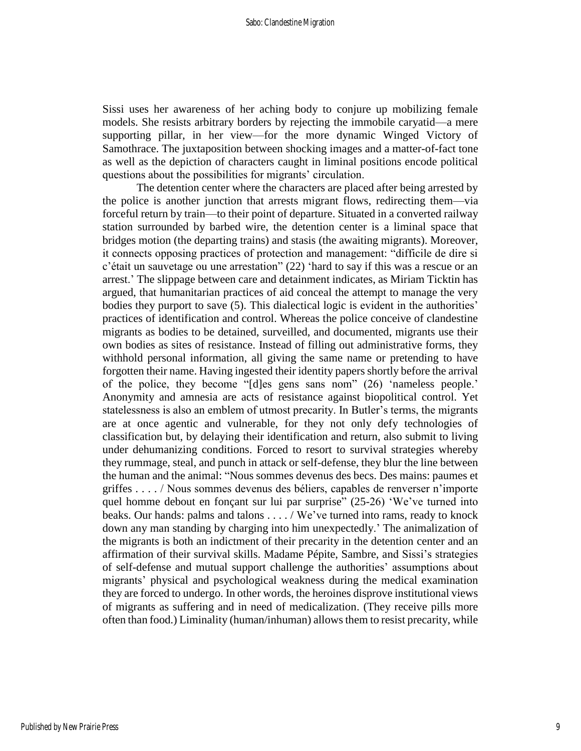Sissi uses her awareness of her aching body to conjure up mobilizing female models. She resists arbitrary borders by rejecting the immobile caryatid—a mere supporting pillar, in her view—for the more dynamic Winged Victory of Samothrace. The juxtaposition between shocking images and a matter-of-fact tone as well as the depiction of characters caught in liminal positions encode political questions about the possibilities for migrants' circulation.

The detention center where the characters are placed after being arrested by the police is another junction that arrests migrant flows, redirecting them—via forceful return by train—to their point of departure. Situated in a converted railway station surrounded by barbed wire, the detention center is a liminal space that bridges motion (the departing trains) and stasis (the awaiting migrants). Moreover, it connects opposing practices of protection and management: "difficile de dire si c'était un sauvetage ou une arrestation" (22) 'hard to say if this was a rescue or an arrest.' The slippage between care and detainment indicates, as Miriam Ticktin has argued, that humanitarian practices of aid conceal the attempt to manage the very bodies they purport to save (5). This dialectical logic is evident in the authorities' practices of identification and control. Whereas the police conceive of clandestine migrants as bodies to be detained, surveilled, and documented, migrants use their own bodies as sites of resistance. Instead of filling out administrative forms, they withhold personal information, all giving the same name or pretending to have forgotten their name. Having ingested their identity papers shortly before the arrival of the police, they become "[d]es gens sans nom" (26) 'nameless people.' Anonymity and amnesia are acts of resistance against biopolitical control. Yet statelessness is also an emblem of utmost precarity. In Butler's terms, the migrants are at once agentic and vulnerable, for they not only defy technologies of classification but, by delaying their identification and return, also submit to living under dehumanizing conditions. Forced to resort to survival strategies whereby they rummage, steal, and punch in attack or self-defense, they blur the line between the human and the animal: "Nous sommes devenus des becs. Des mains: paumes et griffes . . . . / Nous sommes devenus des béliers, capables de renverser n'importe quel homme debout en fonçant sur lui par surprise" (25-26) 'We've turned into beaks. Our hands: palms and talons . . . . / We've turned into rams, ready to knock down any man standing by charging into him unexpectedly.' The animalization of the migrants is both an indictment of their precarity in the detention center and an affirmation of their survival skills. Madame Pépite, Sambre, and Sissi's strategies of self-defense and mutual support challenge the authorities' assumptions about migrants' physical and psychological weakness during the medical examination they are forced to undergo. In other words, the heroines disprove institutional views of migrants as suffering and in need of medicalization. (They receive pills more often than food.) Liminality (human/inhuman) allows them to resist precarity, while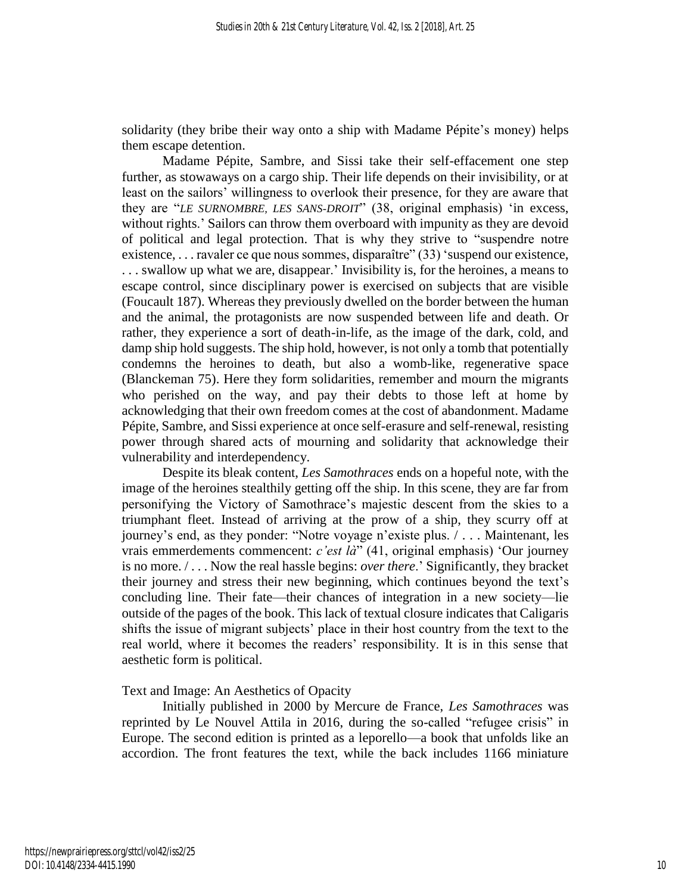solidarity (they bribe their way onto a ship with Madame Pépite's money) helps them escape detention.

Madame Pépite, Sambre, and Sissi take their self-effacement one step further, as stowaways on a cargo ship. Their life depends on their invisibility, or at least on the sailors' willingness to overlook their presence, for they are aware that they are "*LE SURNOMBRE, LES SANS-DROIT*" (38, original emphasis) 'in excess, without rights.' Sailors can throw them overboard with impunity as they are devoid of political and legal protection. That is why they strive to "suspendre notre existence, . . . ravaler ce que nous sommes, disparaître" (33) 'suspend our existence, . . . swallow up what we are, disappear.' Invisibility is, for the heroines, a means to escape control, since disciplinary power is exercised on subjects that are visible (Foucault 187). Whereas they previously dwelled on the border between the human and the animal, the protagonists are now suspended between life and death. Or rather, they experience a sort of death-in-life, as the image of the dark, cold, and damp ship hold suggests. The ship hold, however, is not only a tomb that potentially condemns the heroines to death, but also a womb-like, regenerative space (Blanckeman 75). Here they form solidarities, remember and mourn the migrants who perished on the way, and pay their debts to those left at home by acknowledging that their own freedom comes at the cost of abandonment. Madame Pépite, Sambre, and Sissi experience at once self-erasure and self-renewal, resisting power through shared acts of mourning and solidarity that acknowledge their vulnerability and interdependency.

Despite its bleak content, *Les Samothraces* ends on a hopeful note, with the image of the heroines stealthily getting off the ship. In this scene, they are far from personifying the Victory of Samothrace's majestic descent from the skies to a triumphant fleet. Instead of arriving at the prow of a ship, they scurry off at journey's end, as they ponder: "Notre voyage n'existe plus. / . . . Maintenant, les vrais emmerdements commencent: *c'est là*" (41, original emphasis) 'Our journey is no more. / . . . Now the real hassle begins: *over there*.' Significantly, they bracket their journey and stress their new beginning, which continues beyond the text's concluding line. Their fate—their chances of integration in a new society—lie outside of the pages of the book. This lack of textual closure indicates that Caligaris shifts the issue of migrant subjects' place in their host country from the text to the real world, where it becomes the readers' responsibility. It is in this sense that aesthetic form is political.

## Text and Image: An Aesthetics of Opacity

Initially published in 2000 by Mercure de France, *Les Samothraces* was reprinted by Le Nouvel Attila in 2016, during the so-called "refugee crisis" in Europe. The second edition is printed as a leporello—a book that unfolds like an accordion. The front features the text, while the back includes 1166 miniature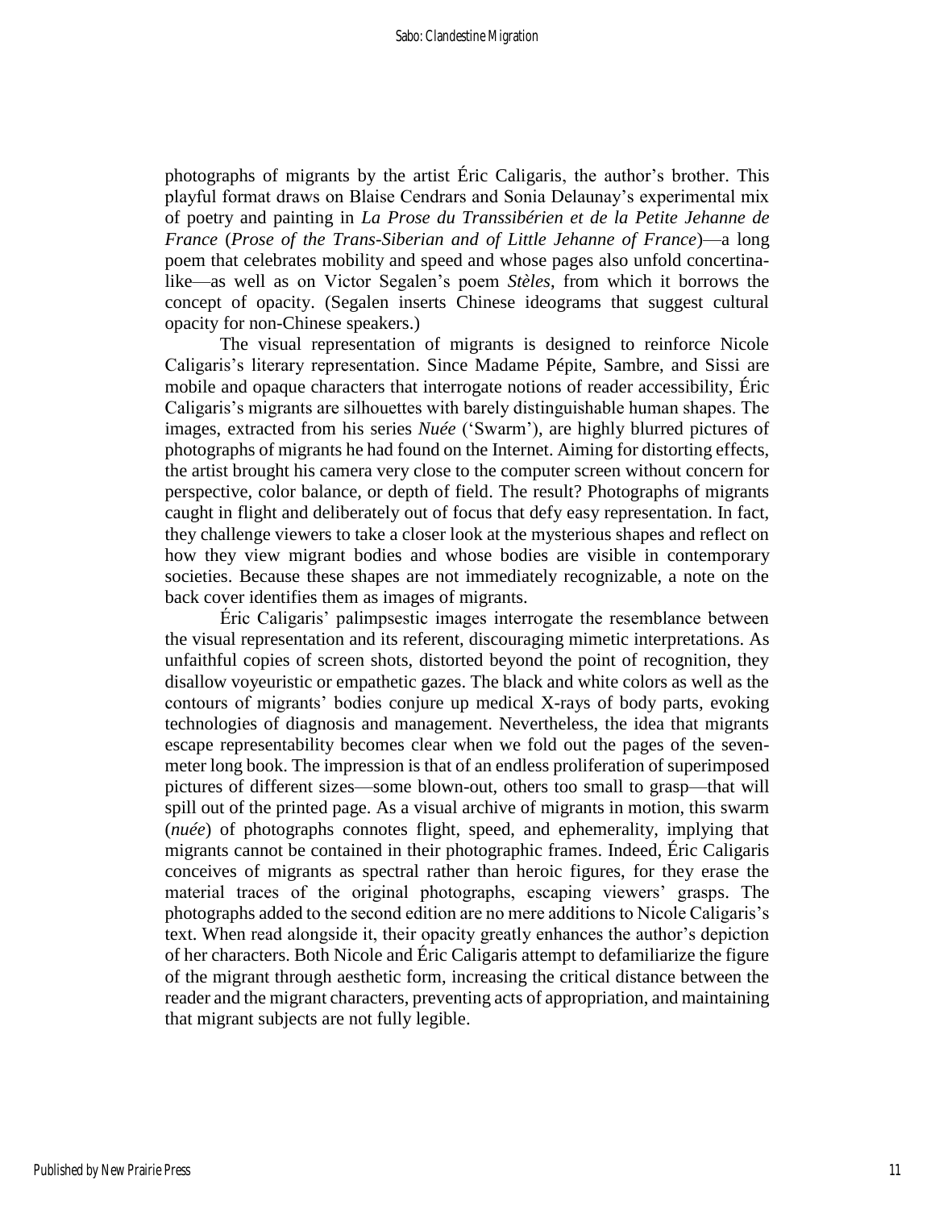photographs of migrants by the artist Éric Caligaris, the author's brother. This playful format draws on Blaise Cendrars and Sonia Delaunay's experimental mix of poetry and painting in *La Prose du Transsibérien et de la Petite Jehanne de France* (*Prose of the Trans-Siberian and of Little Jehanne of France*)—a long poem that celebrates mobility and speed and whose pages also unfold concertina-like—as well as on Victor Segalen's poem *Stèles*, from which it borrows the concept of opacity. (Segalen inserts Chinese ideograms that suggest cultural opacity for non-Chinese speakers.)

The visual representation of migrants is designed to reinforce Nicole Caligaris's literary representation. Since Madame Pépite, Sambre, and Sissi are mobile and opaque characters that interrogate notions of reader accessibility, Éric Caligaris's migrants are silhouettes with barely distinguishable human shapes. The images, extracted from his series *Nuée* ('Swarm'), are highly blurred pictures of photographs of migrants he had found on the Internet. Aiming for distorting effects, the artist brought his camera very close to the computer screen without concern for perspective, color balance, or depth of field. The result? Photographs of migrants caught in flight and deliberately out of focus that defy easy representation. In fact, they challenge viewers to take a closer look at the mysterious shapes and reflect on how they view migrant bodies and whose bodies are visible in contemporary societies. Because these shapes are not immediately recognizable, a note on the back cover identifies them as images of migrants.

Éric Caligaris' palimpsestic images interrogate the resemblance between the visual representation and its referent, discouraging mimetic interpretations. As unfaithful copies of screen shots, distorted beyond the point of recognition, they disallow voyeuristic or empathetic gazes. The black and white colors as well as the contours of migrants' bodies conjure up medical X-rays of body parts, evoking technologies of diagnosis and management. Nevertheless, the idea that migrants escape representability becomes clear when we fold out the pages of the seven-meter long book. The impression is that of an endless proliferation of superimposed pictures of different sizes—some blown-out, others too small to grasp—that will spill out of the printed page. As a visual archive of migrants in motion, this swarm (*nuée*) of photographs connotes flight, speed, and ephemerality, implying that migrants cannot be contained in their photographic frames. Indeed, Éric Caligaris conceives of migrants as spectral rather than heroic figures, for they erase the material traces of the original photographs, escaping viewers' grasps. The photographs added to the second edition are no mere additions to Nicole Caligaris's text. When read alongside it, their opacity greatly enhances the author's depiction of her characters. Both Nicole and Éric Caligaris attempt to defamiliarize the figure of the migrant through aesthetic form, increasing the critical distance between the reader and the migrant characters, preventing acts of appropriation, and maintaining that migrant subjects are not fully legible.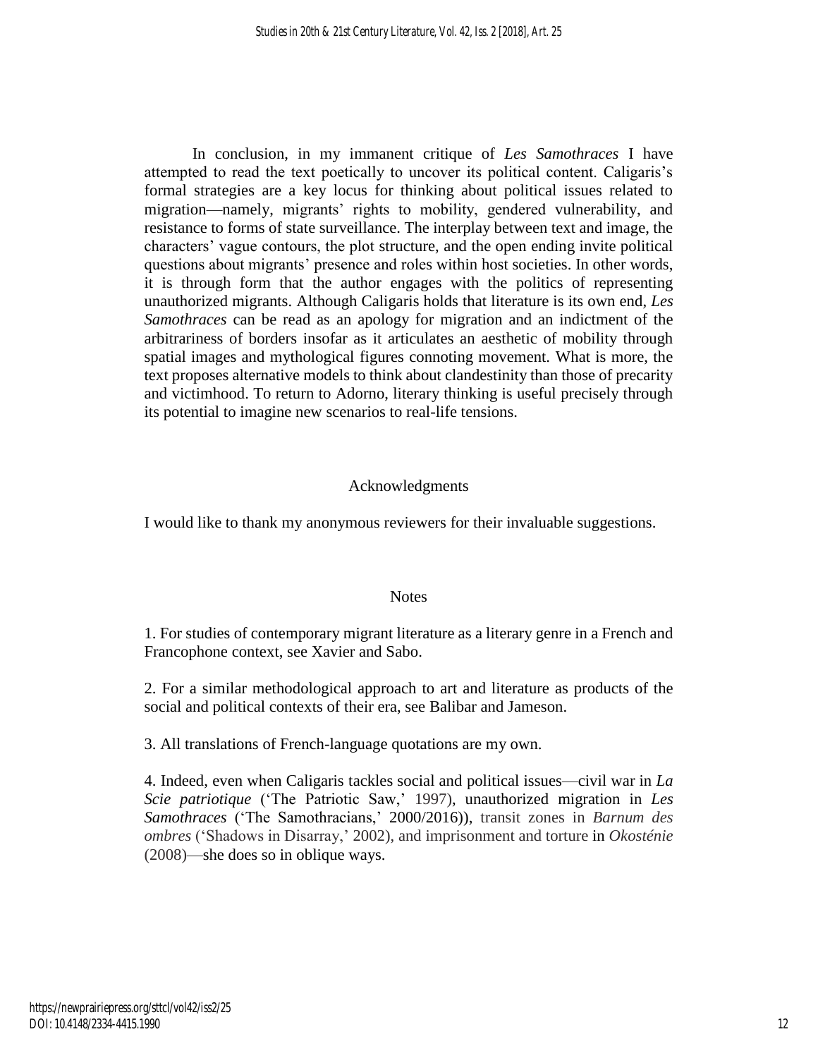In conclusion, in my immanent critique of *Les Samothraces* I have attempted to read the text poetically to uncover its political content. Caligaris's formal strategies are a key locus for thinking about political issues related to migration—namely, migrants' rights to mobility, gendered vulnerability, and resistance to forms of state surveillance. The interplay between text and image, the characters' vague contours, the plot structure, and the open ending invite political questions about migrants' presence and roles within host societies. In other words, it is through form that the author engages with the politics of representing unauthorized migrants. Although Caligaris holds that literature is its own end, *Les Samothraces* can be read as an apology for migration and an indictment of the arbitrariness of borders insofar as it articulates an aesthetic of mobility through spatial images and mythological figures connoting movement. What is more, the text proposes alternative models to think about clandestinity than those of precarity and victimhood. To return to Adorno, literary thinking is useful precisely through its potential to imagine new scenarios to real-life tensions.

## Acknowledgments

I would like to thank my anonymous reviewers for their invaluable suggestions.

## Notes

1. For studies of contemporary migrant literature as a literary genre in a French and Francophone context, see Xavier and Sabo.

2. For a similar methodological approach to art and literature as products of the social and political contexts of their era, see Balibar and Jameson.

3. All translations of French-language quotations are my own.

4. Indeed, even when Caligaris tackles social and political issues—civil war in *La Scie patriotique* ('The Patriotic Saw,' 1997), unauthorized migration in *Les Samothraces* ('The Samothracians,' 2000/2016)), transit zones in *Barnum des ombres* ('Shadows in Disarray,' 2002), and imprisonment and torture in *Okosténie* (2008)—she does so in oblique ways.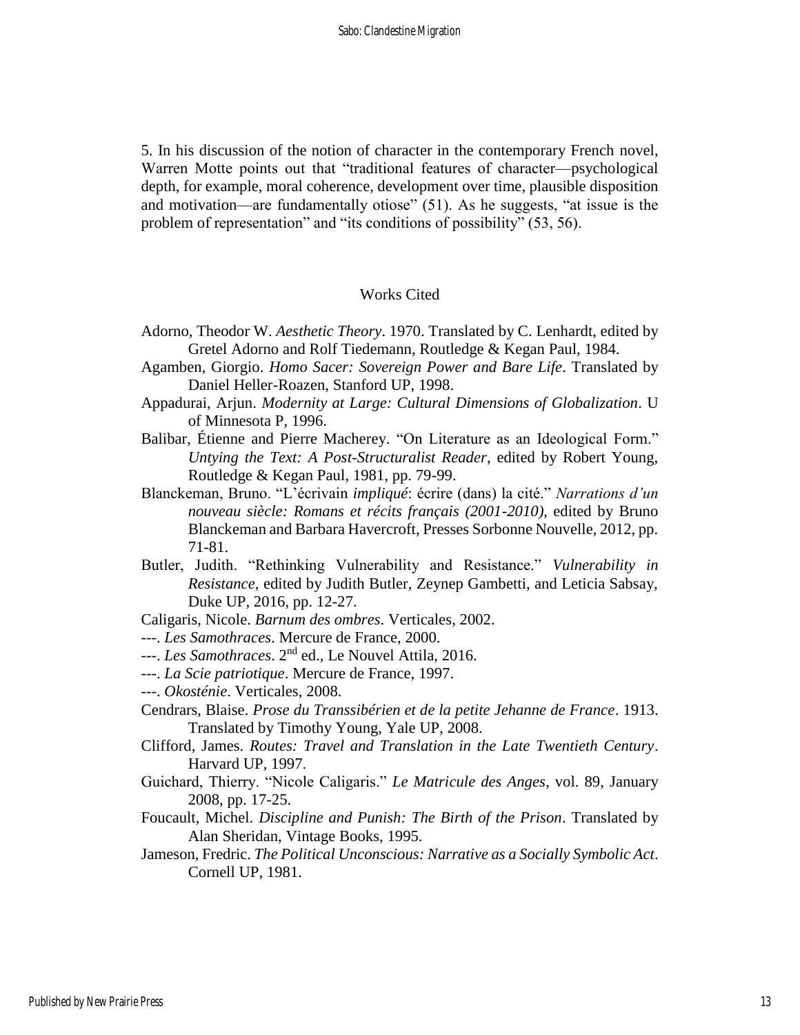5. In his discussion of the notion of character in the contemporary French novel, Warren Motte points out that "traditional features of character—psychological depth, for example, moral coherence, development over time, plausible disposition and motivation—are fundamentally otiose" (51). As he suggests, "at issue is the problem of representation" and "its conditions of possibility" (53, 56).

## Works Cited

Adorno, Theodor W. *Aesthetic Theory*. 1970. Translated by C. Lenhardt, edited by Gretel Adorno and Rolf Tiedemann, Routledge & Kegan Paul, 1984.

Agamben, Giorgio. *Homo Sacer: Sovereign Power and Bare Life*. Translated by Daniel Heller-Roazen, Stanford UP, 1998.

Appadurai, Arjun. *Modernity at Large: Cultural Dimensions of Globalization*. U of Minnesota P, 1996.

Balibar, Étienne and Pierre Macherey. "On Literature as an Ideological Form." *Untying the Text: A Post-Structuralist Reader*, edited by Robert Young, Routledge & Kegan Paul, 1981, pp. 79-99.

Blanckeman, Bruno. "L'écrivain *impliqué*: écrire (dans) la cité." *Narrations d'un nouveau siècle: Romans et récits français (2001-2010)*, edited by Bruno Blanckeman and Barbara Havercroft, Presses Sorbonne Nouvelle, 2012, pp. 71-81.

Butler, Judith. "Rethinking Vulnerability and Resistance." *Vulnerability in Resistance*, edited by Judith Butler, Zeynep Gambetti, and Leticia Sabsay, Duke UP, 2016, pp. 12-27.

Caligaris, Nicole. *Barnum des ombres*. Verticales, 2002.

---. *Les Samothraces*. Mercure de France, 2000.

---. *Les Samothraces*. 2nd ed., Le Nouvel Attila, 2016.

---. *La Scie patriotique*. Mercure de France, 1997.

---. *Okosténie*. Verticales, 2008.

Cendrars, Blaise. *Prose du Transsibérien et de la petite Jehanne de France*. 1913. Translated by Timothy Young, Yale UP, 2008.

Clifford, James. *Routes: Travel and Translation in the Late Twentieth Century*. Harvard UP, 1997.

Guichard, Thierry. "Nicole Caligaris." *Le Matricule des Anges*, vol. 89, January 2008, pp. 17-25.

Foucault, Michel. *Discipline and Punish: The Birth of the Prison*. Translated by Alan Sheridan, Vintage Books, 1995.

Jameson, Fredric. *The Political Unconscious: Narrative as a Socially Symbolic Act*. Cornell UP, 1981.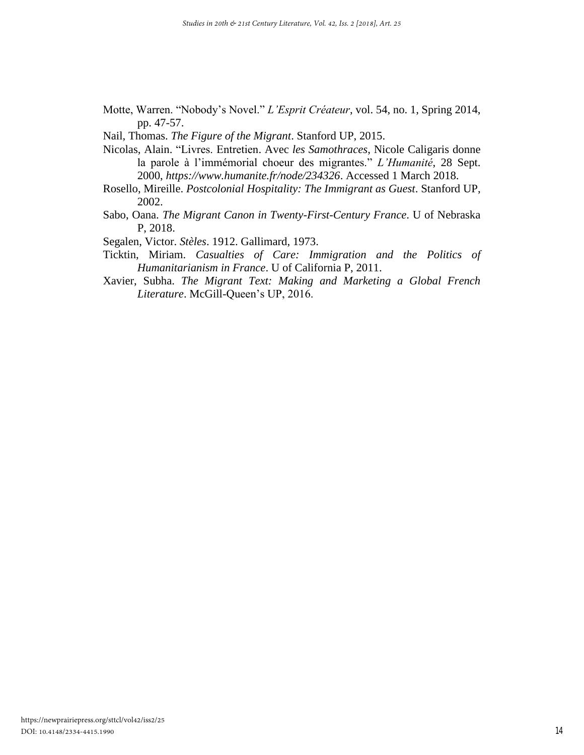Motte, Warren. "Nobody's Novel." *L'Esprit Créateur*, vol. 54, no. 1, Spring 2014, pp. 47-57.

Nail, Thomas. *The Figure of the Migrant*. Stanford UP, 2015.

Nicolas, Alain. "Livres. Entretien. Avec *les Samothraces*, Nicole Caligaris donne la parole à l'immémorial choeur des migrantes." *L'Humanité*, 28 Sept. 2000, *https://www.humanite.fr/node/234326*. Accessed 1 March 2018.

Rosello, Mireille. *Postcolonial Hospitality: The Immigrant as Guest*. Stanford UP, 2002.

Sabo, Oana. *The Migrant Canon in Twenty-First-Century France*. U of Nebraska P, 2018.

Segalen, Victor. *Stèles*. 1912. Gallimard, 1973.

Ticktin, Miriam. *Casualties of Care: Immigration and the Politics of Humanitarianism in France*. U of California P, 2011.

Xavier, Subha. *The Migrant Text: Making and Marketing a Global French Literature*. McGill-Queen's UP, 2016.